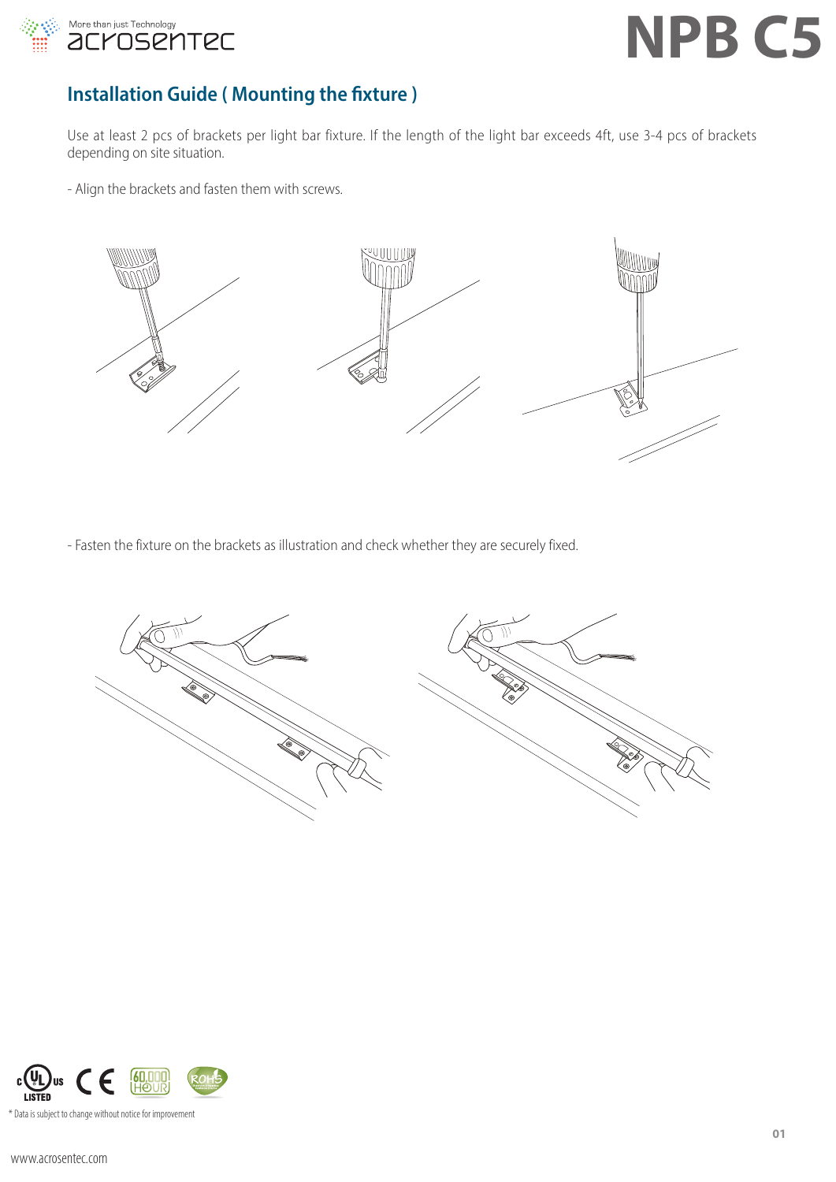# NPB C5

## Installation Guide ( Mounting the fixture )

Use at least 2 pcs of brackets per light bar fixture. If the length of the light bar exceeds 4ft, use 3-4 pcs of brackets depending on site situation.

- Align the brackets and fasten them with screws.

- Fasten the fixture on the brackets as illustration and check whether they are securely fixed.

* Data is subject to change without notice for improvement

www.acrosentec.com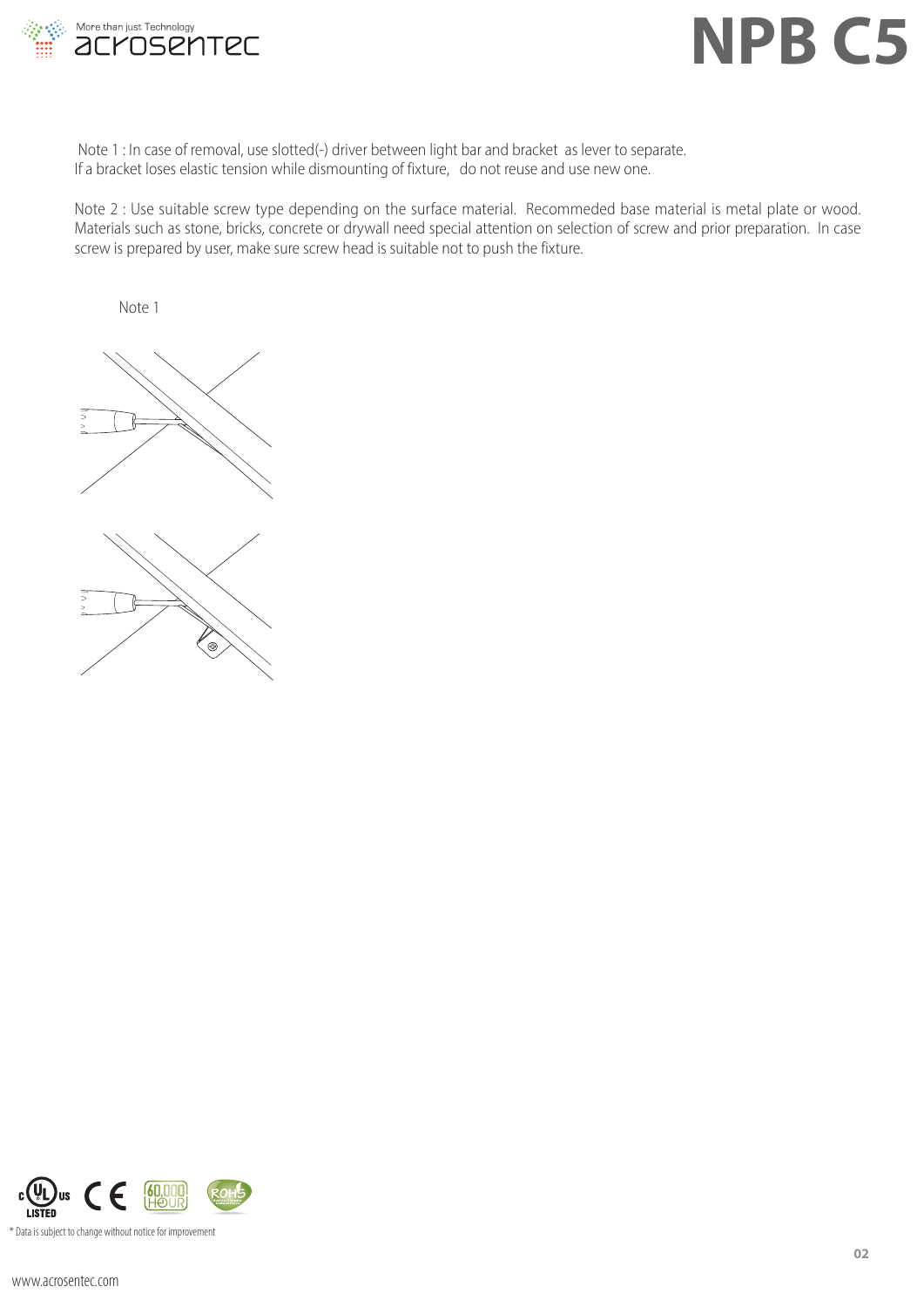Note 1 : In case of removal, use slotted(-) driver between light bar and bracket as lever to separate.
If a bracket loses elastic tension while dismounting of fixture, do not reuse and use new one.

Note 2 : Use suitable screw type depending on the surface material. Recommeded base material is metal plate or wood. Materials such as stone, bricks, concrete or drywall need special attention on selection of screw and prior preparation. In case screw is prepared by user, make sure screw head is suitable not to push the fixture.

Note 1

* Data is subject to change without notice for improvement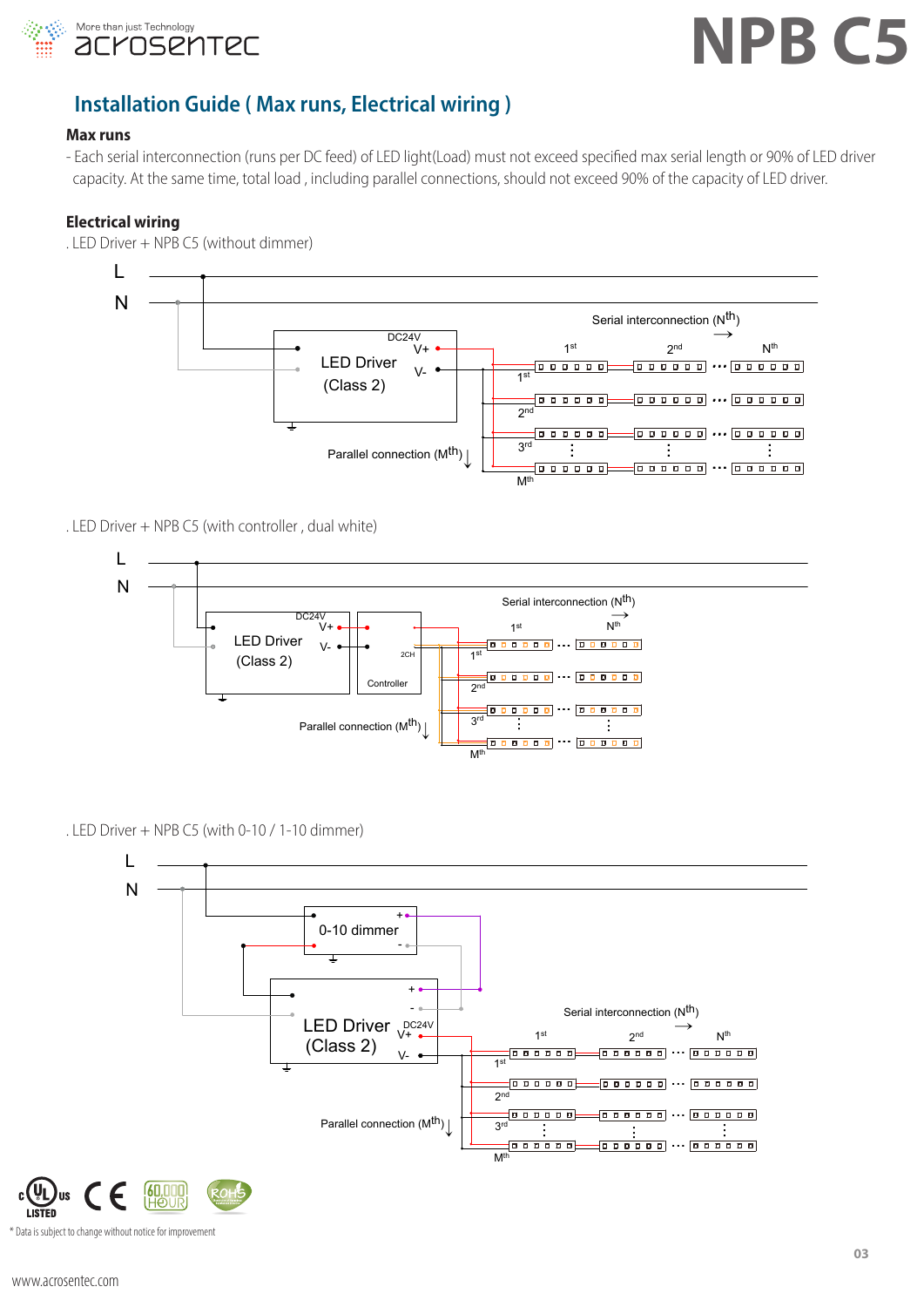## Installation Guide ( Max runs, Electrical wiring )

### Max runs

- Each serial interconnection (runs per DC feed) of LED light(Load) must not exceed specified max serial length or 90% of LED driver capacity. At the same time, total load , including parallel connections, should not exceed 90% of the capacity of LED driver.

### Electrical wiring

. LED Driver + NPB C5 (without dimmer)

L
N
LED Driver (Class 2)
DC24V V+ V-
Serial interconnection (Nth) →
1st 2nd Nth
1st 2nd 3rd Mth
Parallel connection (Mth) ↓

. LED Driver + NPB C5 (with controller , dual white)

L
N
LED Driver (Class 2)
DC24V V+ V-
Controller 2CH
Serial interconnection (Nth) →
1st Nth
1st 2nd 3rd Mth
Parallel connection (Mth) ↓

. LED Driver + NPB C5 (with 0-10 / 1-10 dimmer)

L
N
0-10 dimmer + -
LED Driver (Class 2) + - DC24V V+ V-
Serial interconnection (Nth) →
1st 2nd Nth
1st 2nd 3rd Mth
Parallel connection (Mth) ↓

* Data is subject to change without notice for improvement

www.acrosentec.com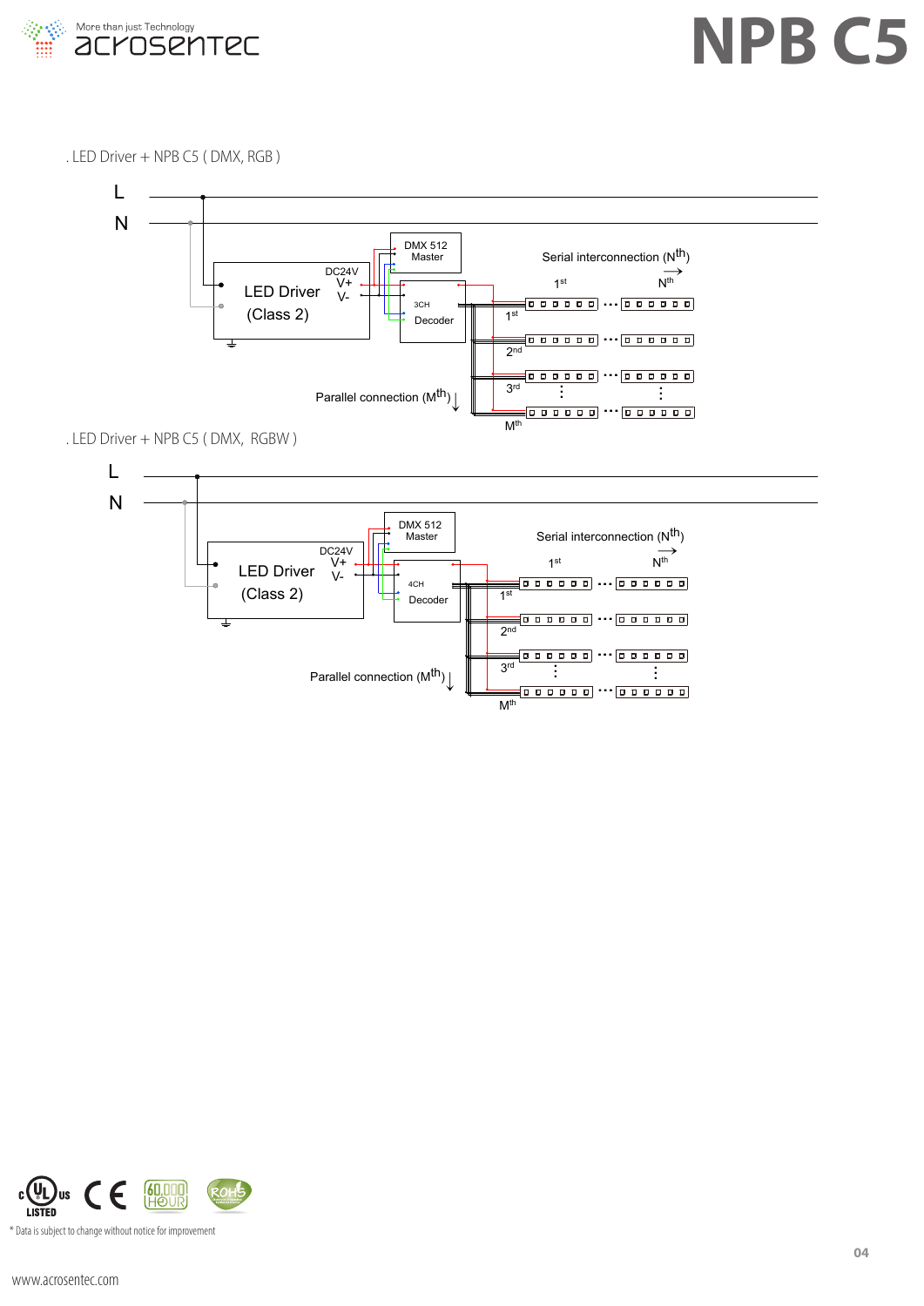. LED Driver + NPB C5 ( DMX, RGB )

L

N

DMX 512 Master

Serial interconnection ($N^{th}$)

DC24V

V+

V-

LED Driver (Class 2)

3CH Decoder

1st

Nth

1st

2nd

3rd

Parallel connection ($M^{th}$)

Mth

. LED Driver + NPB C5 ( DMX, RGBW )

L

N

DMX 512 Master

Serial interconnection ($N^{th}$)

DC24V

V+

V-

LED Driver (Class 2)

4CH Decoder

1st

Nth

1st

2nd

3rd

Parallel connection ($M^{th}$)

Mth

* Data is subject to change without notice for improvement

www.acrosentec.com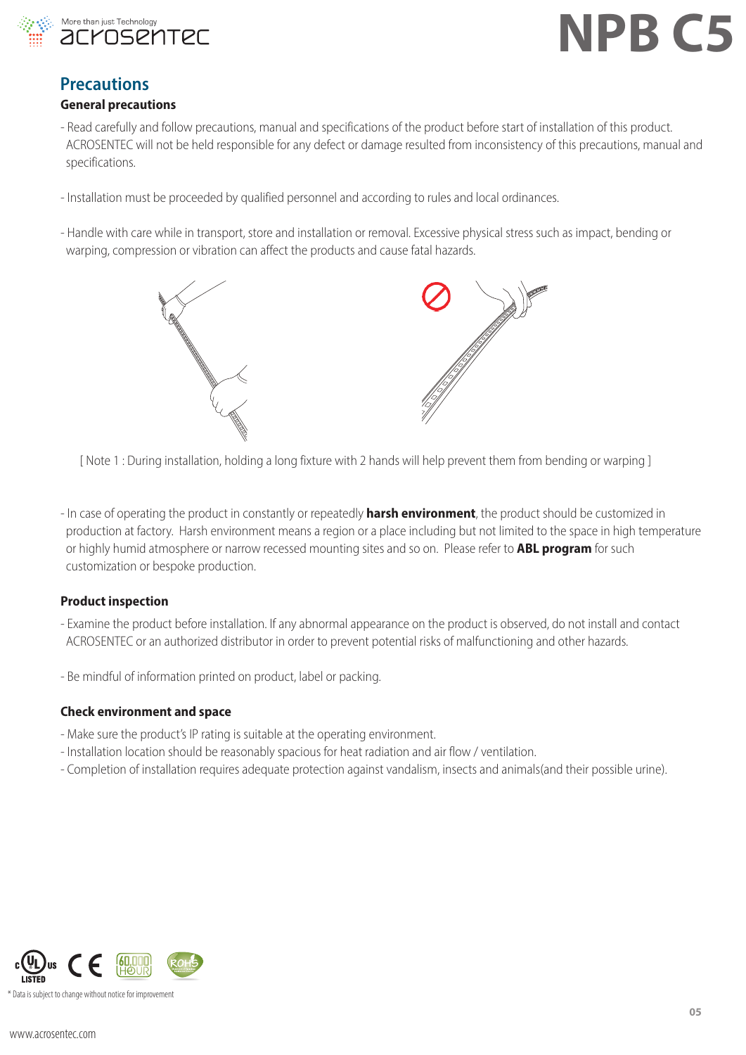## Precautions

### General precautions

- Read carefully and follow precautions, manual and specifications of the product before start of installation of this product. ACROSENTEC will not be held responsible for any defect or damage resulted from inconsistency of this precautions, manual and specifications.

- Installation must be proceeded by qualified personnel and according to rules and local ordinances.

- Handle with care while in transport, store and installation or removal. Excessive physical stress such as impact, bending or warping, compression or vibration can affect the products and cause fatal hazards.

[ Note 1 : During installation, holding a long fixture with 2 hands will help prevent them from bending or warping ]

- In case of operating the product in constantly or repeatedly **harsh environment**, the product should be customized in production at factory. Harsh environment means a region or a place including but not limited to the space in high temperature or highly humid atmosphere or narrow recessed mounting sites and so on. Please refer to **ABL program** for such customization or bespoke production.

### Product inspection

- Examine the product before installation. If any abnormal appearance on the product is observed, do not install and contact ACROSENTEC or an authorized distributor in order to prevent potential risks of malfunctioning and other hazards.

- Be mindful of information printed on product, label or packing.

### Check environment and space

- Make sure the product's IP rating is suitable at the operating environment.
- Installation location should be reasonably spacious for heat radiation and air flow / ventilation.
- Completion of installation requires adequate protection against vandalism, insects and animals(and their possible urine).

* Data is subject to change without notice for improvement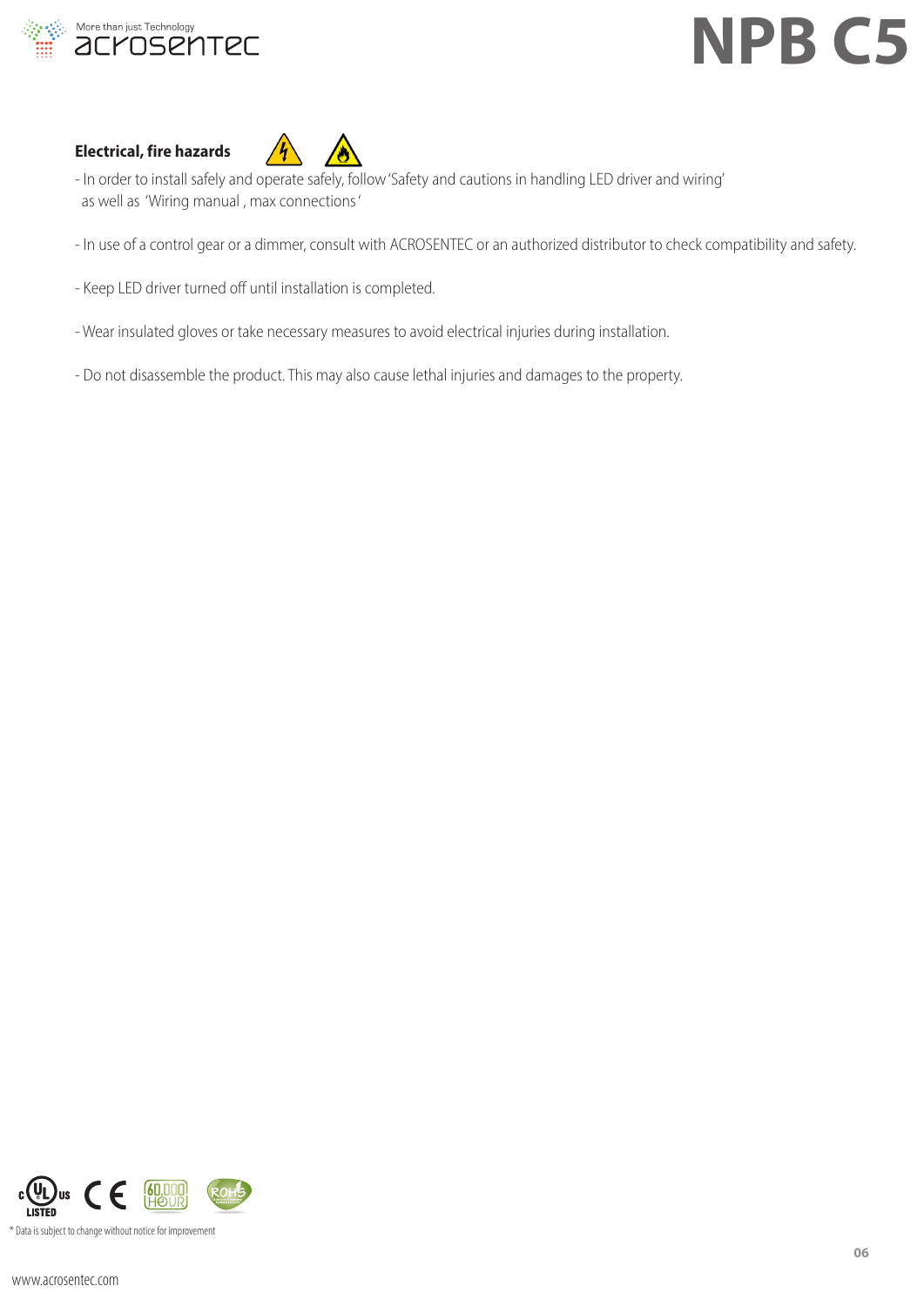### Electrical, fire hazards

- In order to install safely and operate safely, follow 'Safety and cautions in handling LED driver and wiring' as well as 'Wiring manual , max connections'
- In use of a control gear or a dimmer, consult with ACROSENTEC or an authorized distributor to check compatibility and safety.
- Keep LED driver turned off until installation is completed.
- Wear insulated gloves or take necessary measures to avoid electrical injuries during installation.
- Do not disassemble the product. This may also cause lethal injuries and damages to the property.

* Data is subject to change without notice for improvement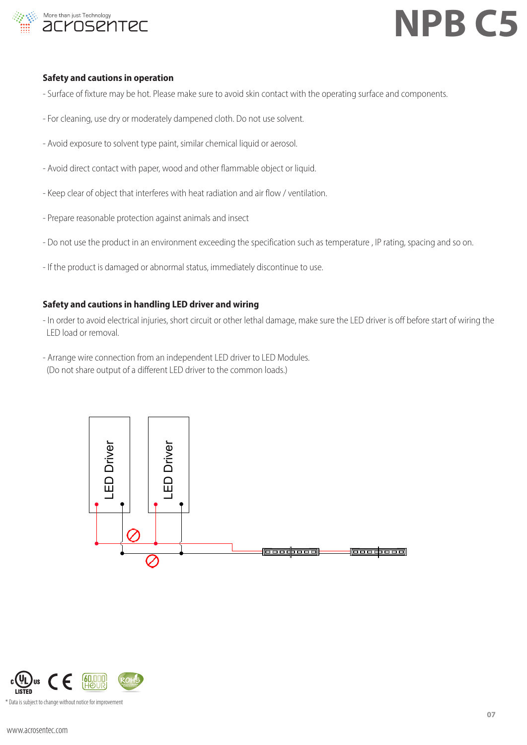## Safety and cautions in operation

- Surface of fixture may be hot. Please make sure to avoid skin contact with the operating surface and components.
- For cleaning, use dry or moderately dampened cloth. Do not use solvent.
- Avoid exposure to solvent type paint, similar chemical liquid or aerosol.
- Avoid direct contact with paper, wood and other flammable object or liquid.
- Keep clear of object that interferes with heat radiation and air flow / ventilation.
- Prepare reasonable protection against animals and insect
- Do not use the product in an environment exceeding the specification such as temperature , IP rating, spacing and so on.
- If the product is damaged or abnormal status, immediately discontinue to use.

## Safety and cautions in handling LED driver and wiring

- In order to avoid electrical injuries, short circuit or other lethal damage, make sure the LED driver is off before start of wiring the LED load or removal.
- Arrange wire connection from an independent LED driver to LED Modules.
  (Do not share output of a different LED driver to the common loads.)

LED Driver

LED Driver

* Data is subject to change without notice for improvement

www.acrosentec.com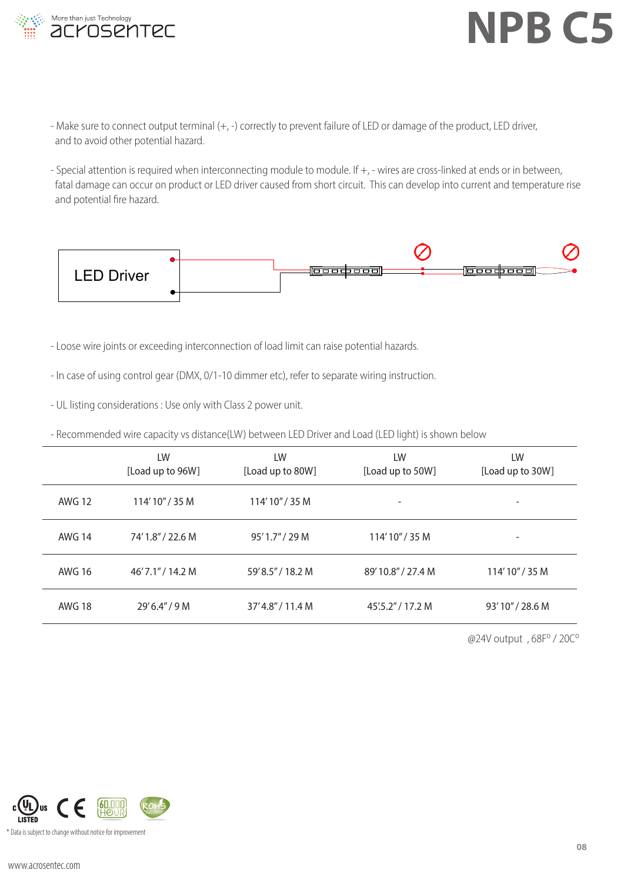# NPB C5

- Make sure to connect output terminal (+, -) correctly to prevent failure of LED or damage of the product, LED driver, and to avoid other potential hazard.

- Special attention is required when interconnecting module to module. If +, - wires are cross-linked at ends or in between, fatal damage can occur on product or LED driver caused from short circuit. This can develop into current and temperature rise and potential fire hazard.

LED Driver

- Loose wire joints or exceeding interconnection of load limit can raise potential hazards.

- In case of using control gear (DMX, 0/1-10 dimmer etc), refer to separate wiring instruction.

- UL listing considerations : Use only with Class 2 power unit.

- Recommended wire capacity vs distance(LW) between LED Driver and Load (LED light) is shown below

| | LW [Load up to 96W] | LW [Load up to 80W] | LW [Load up to 50W] | LW [Load up to 30W] |
|---|---|---|---|---|
| AWG 12 | 114' 10" / 35 M | 114' 10" / 35 M | - | - |
| AWG 14 | 74' 1.8" / 22.6 M | 95' 1.7" / 29 M | 114' 10" / 35 M | - |
| AWG 16 | 46' 7.1" / 14.2 M | 59' 8.5" / 18.2 M | 89' 10.8" / 27.4 M | 114' 10" / 35 M |
| AWG 18 | 29' 6.4" / 9 M | 37' 4.8" / 11.4 M | 45'.5.2" / 17.2 M | 93' 10" / 28.6 M |

@24V output , 68F° / 20C°

* Data is subject to change without notice for improvement

www.acrosentec.com